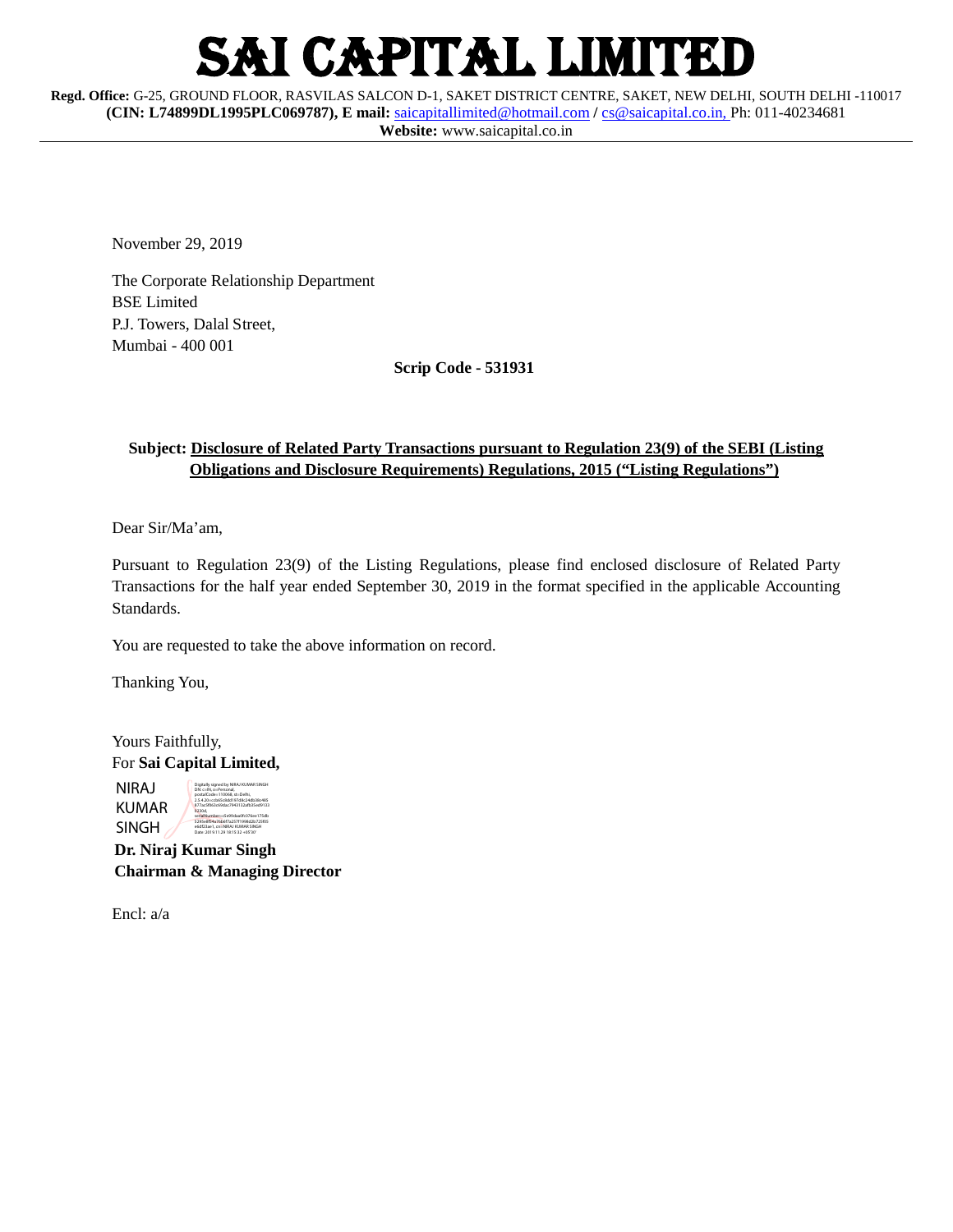# SAI CAPITAL LIMITED

**Regd. Office:** G-25, GROUND FLOOR, RASVILAS SALCON D-1, SAKET DISTRICT CENTRE, SAKET, NEW DELHI, SOUTH DELHI -110017
**(CIN: L74899DL1995PLC069787), E mail:** saicapitallimited@hotmail.com **/** cs@saicapital.co.in, Ph: 011-40234681
**Website:** www.saicapital.co.in

---

November 29, 2019

The Corporate Relationship Department
BSE Limited
P.J. Towers, Dalal Street,
Mumbai - 400 001

**Scrip Code - 531931**

**Subject: Disclosure of Related Party Transactions pursuant to Regulation 23(9) of the SEBI (Listing Obligations and Disclosure Requirements) Regulations, 2015 ("Listing Regulations")**

Dear Sir/Ma'am,

Pursuant to Regulation 23(9) of the Listing Regulations, please find enclosed disclosure of Related Party Transactions for the half year ended September 30, 2019 in the format specified in the applicable Accounting Standards.

You are requested to take the above information on record.

Thanking You,

Yours Faithfully,
For **Sai Capital Limited,**

NIRAJ KUMAR SINGH

Digitally signed by NIRAJ KUMAR SINGH
Date: 2019.11.29 18:15:32 +05'30'

**Dr. Niraj Kumar Singh**
**Chairman & Managing Director**

Encl: a/a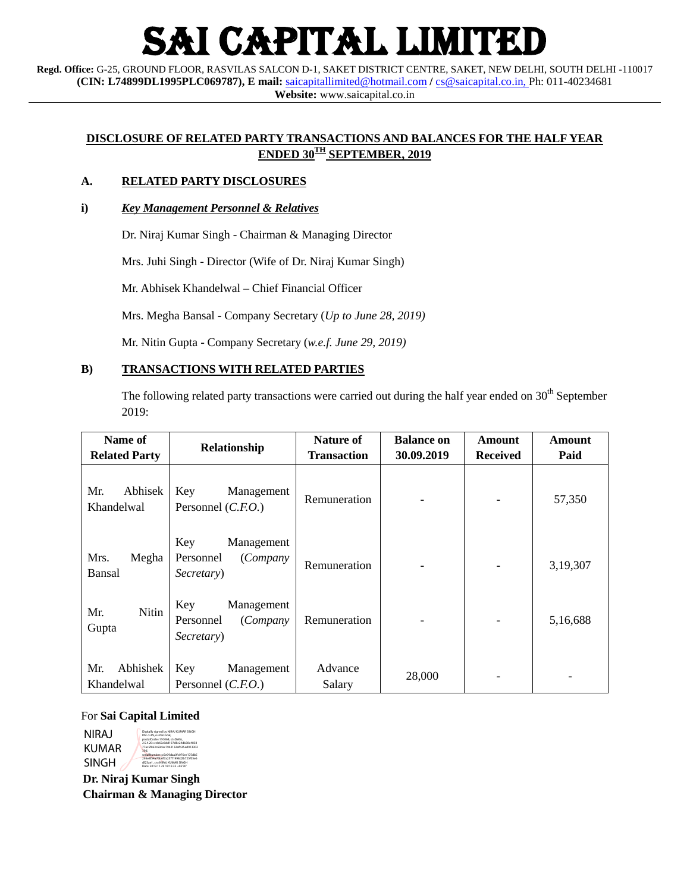# SAI CAPITAL LIMITED

**Regd. Office:** G-25, GROUND FLOOR, RASVILAS SALCON D-1, SAKET DISTRICT CENTRE, SAKET, NEW DELHI, SOUTH DELHI -110017
**(CIN: L74899DL1995PLC069787), E mail:** saicapitallimited@hotmail.com **/** cs@saicapital.co.in, Ph: 011-40234681
**Website:** www.saicapital.co.in

## DISCLOSURE OF RELATED PARTY TRANSACTIONS AND BALANCES FOR THE HALF YEAR ENDED 30TH SEPTEMBER, 2019

### A. RELATED PARTY DISCLOSURES

**i)** ***Key Management Personnel & Relatives***

Dr. Niraj Kumar Singh - Chairman & Managing Director

Mrs. Juhi Singh - Director (Wife of Dr. Niraj Kumar Singh)

Mr. Abhisek Khandelwal – Chief Financial Officer

Mrs. Megha Bansal - Company Secretary (*Up to June 28, 2019)*

Mr. Nitin Gupta - Company Secretary (*w.e.f. June 29, 2019)*

### B) TRANSACTIONS WITH RELATED PARTIES

The following related party transactions were carried out during the half year ended on 30th September 2019:

| Name of Related Party | Relationship | Nature of Transaction | Balance on 30.09.2019 | Amount Received | Amount Paid |
|---|---|---|---|---|---|
| Mr. Abhisek Khandelwal | Key Management Personnel (*C.F.O.*) | Remuneration | - | - | 57,350 |
| Mrs. Megha Bansal | Key Management Personnel (*Company Secretary*) | Remuneration | - | - | 3,19,307 |
| Mr. Nitin Gupta | Key Management Personnel (*Company Secretary*) | Remuneration | - | - | 5,16,688 |
| Mr. Abhishek Khandelwal | Key Management Personnel (*C.F.O.*) | Advance Salary | 28,000 | - | - |

For **Sai Capital Limited**

NIRAJ KUMAR SINGH

Digitally signed by NIRAJ KUMAR SINGH
Date: 2019.11.29 18:16:32 +05'30'

**Dr. Niraj Kumar Singh**
**Chairman & Managing Director**